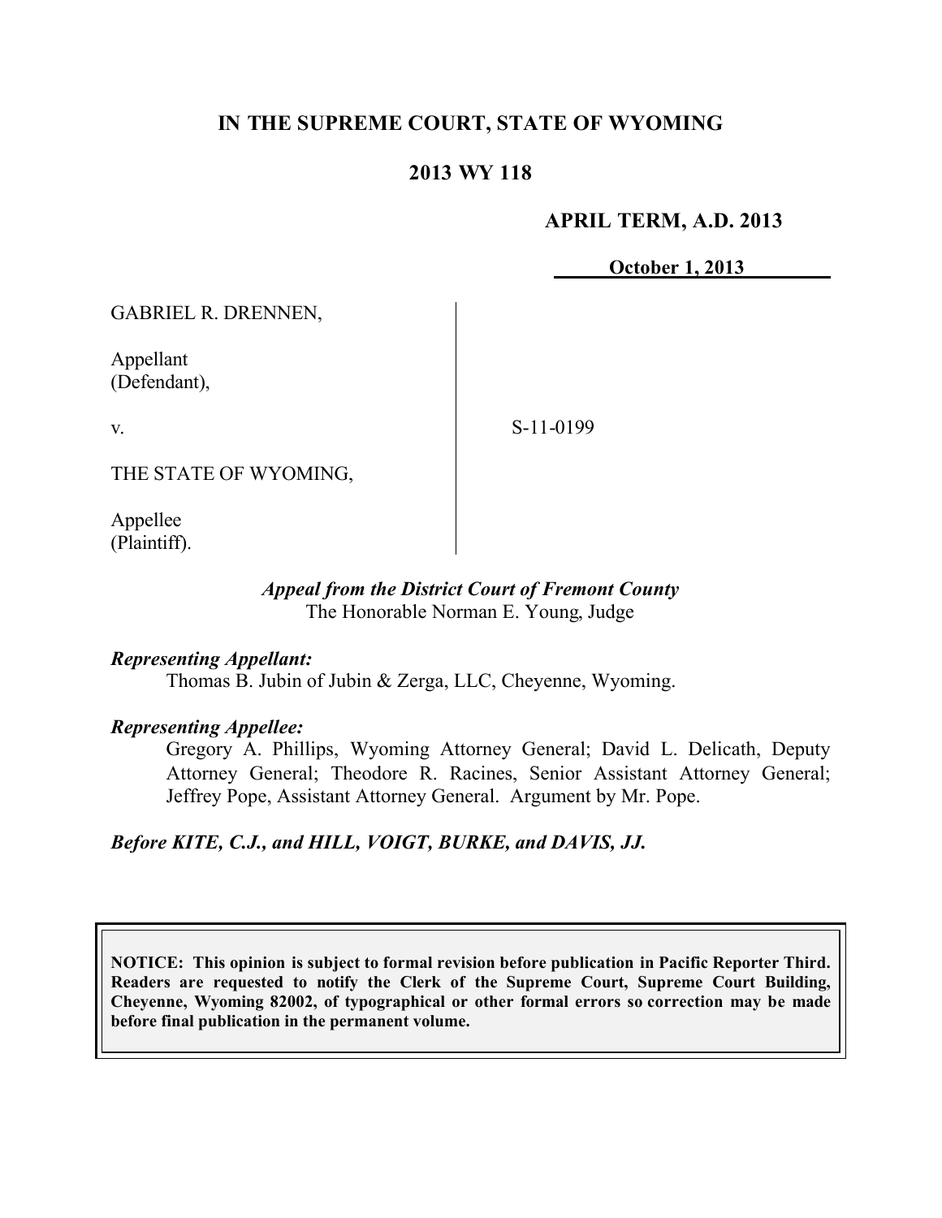# IN THE SUPREME COURT, STATE OF WYOMING

## 2013 WY 118

**APRIL TERM, A.D. 2013**

**October 1, 2013**

GABRIEL R. DRENNEN,

Appellant
(Defendant),

v.

THE STATE OF WYOMING,

Appellee
(Plaintiff).

S-11-0199

*Appeal from the District Court of Fremont County*
The Honorable Norman E. Young, Judge

***Representing Appellant:***
Thomas B. Jubin of Jubin & Zerga, LLC, Cheyenne, Wyoming.

***Representing Appellee:***
Gregory A. Phillips, Wyoming Attorney General; David L. Delicath, Deputy Attorney General; Theodore R. Racines, Senior Assistant Attorney General; Jeffrey Pope, Assistant Attorney General. Argument by Mr. Pope.

***Before KITE, C.J., and HILL, VOIGT, BURKE, and DAVIS, JJ.***

**NOTICE: This opinion is subject to formal revision before publication in Pacific Reporter Third. Readers are requested to notify the Clerk of the Supreme Court, Supreme Court Building, Cheyenne, Wyoming 82002, of typographical or other formal errors so correction may be made before final publication in the permanent volume.**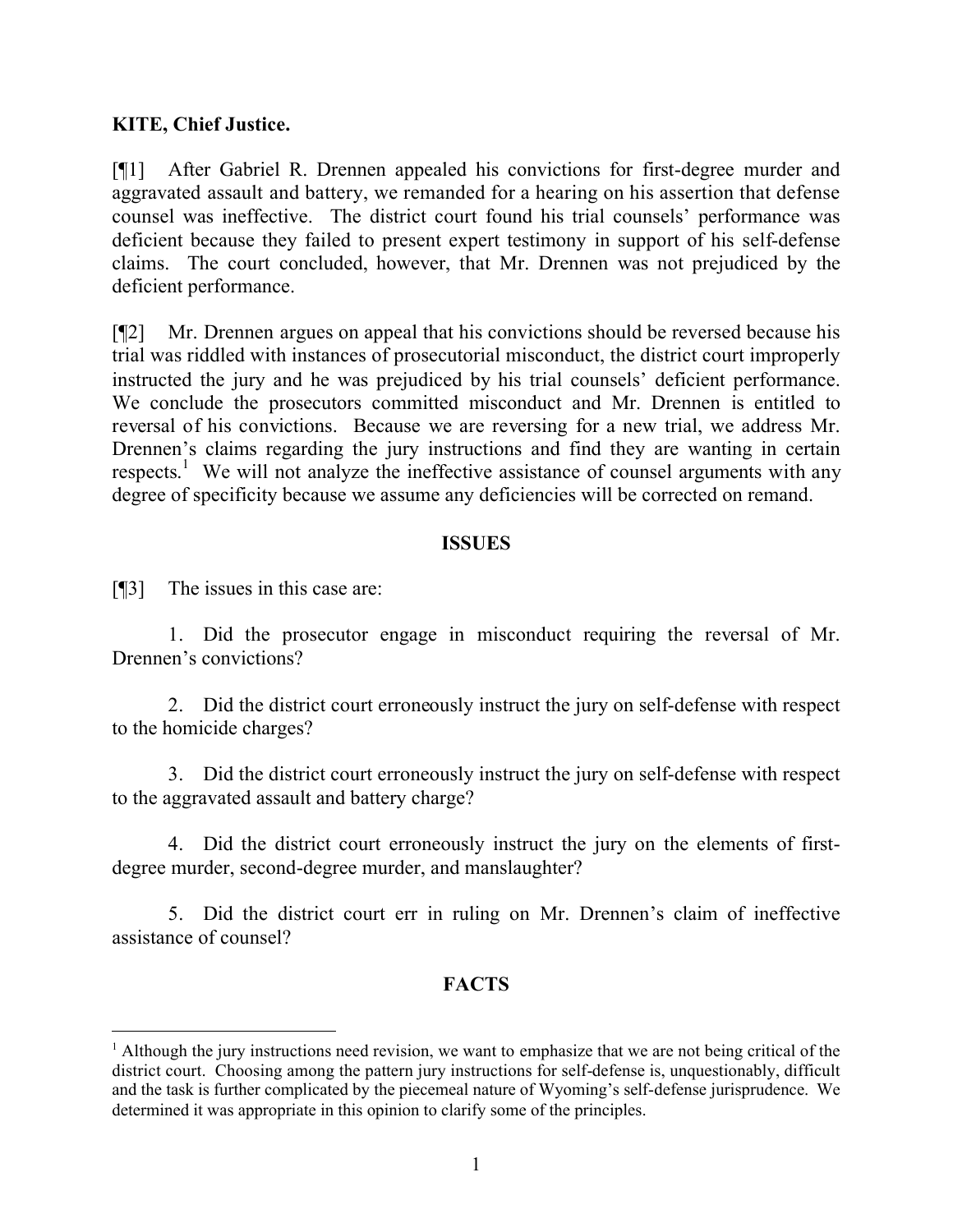**KITE, Chief Justice.**

[¶1] After Gabriel R. Drennen appealed his convictions for first-degree murder and aggravated assault and battery, we remanded for a hearing on his assertion that defense counsel was ineffective. The district court found his trial counsels' performance was deficient because they failed to present expert testimony in support of his self-defense claims. The court concluded, however, that Mr. Drennen was not prejudiced by the deficient performance.

[¶2] Mr. Drennen argues on appeal that his convictions should be reversed because his trial was riddled with instances of prosecutorial misconduct, the district court improperly instructed the jury and he was prejudiced by his trial counsels' deficient performance. We conclude the prosecutors committed misconduct and Mr. Drennen is entitled to reversal of his convictions. Because we are reversing for a new trial, we address Mr. Drennen's claims regarding the jury instructions and find they are wanting in certain respects.[1] We will not analyze the ineffective assistance of counsel arguments with any degree of specificity because we assume any deficiencies will be corrected on remand.

## ISSUES

[¶3] The issues in this case are:

1. Did the prosecutor engage in misconduct requiring the reversal of Mr. Drennen's convictions?

2. Did the district court erroneously instruct the jury on self-defense with respect to the homicide charges?

3. Did the district court erroneously instruct the jury on self-defense with respect to the aggravated assault and battery charge?

4. Did the district court erroneously instruct the jury on the elements of first-degree murder, second-degree murder, and manslaughter?

5. Did the district court err in ruling on Mr. Drennen's claim of ineffective assistance of counsel?

## FACTS

[1] Although the jury instructions need revision, we want to emphasize that we are not being critical of the district court. Choosing among the pattern jury instructions for self-defense is, unquestionably, difficult and the task is further complicated by the piecemeal nature of Wyoming's self-defense jurisprudence. We determined it was appropriate in this opinion to clarify some of the principles.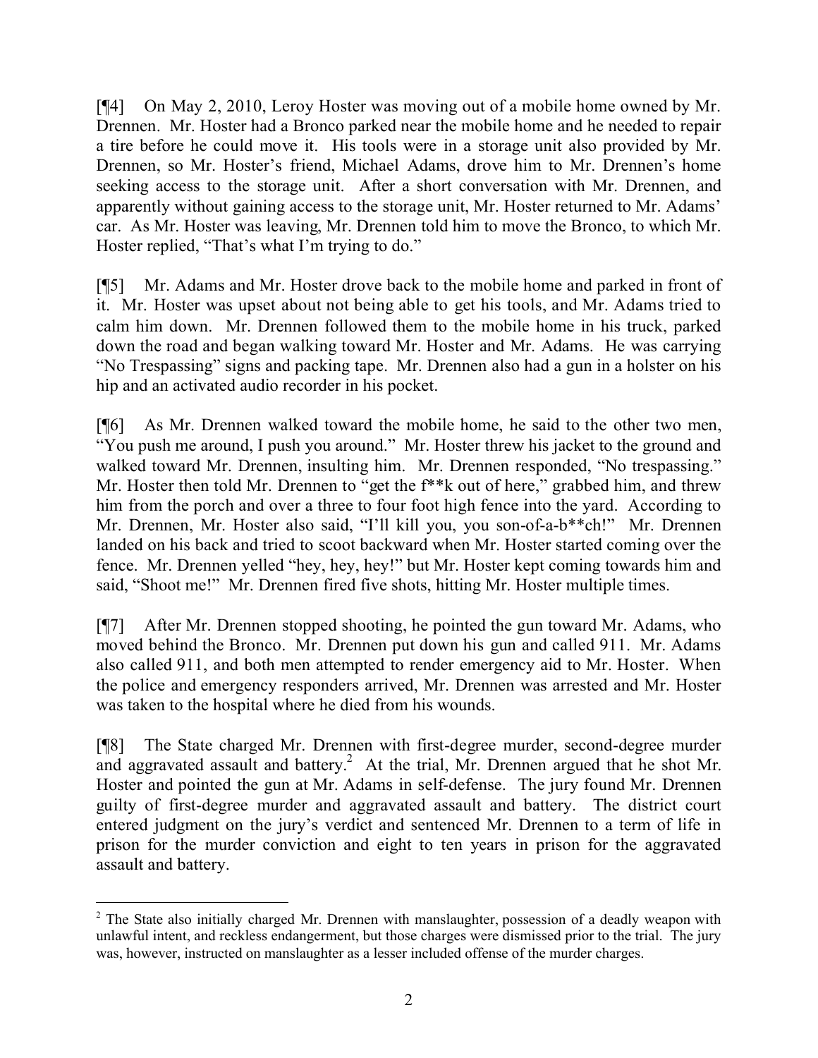[¶4] On May 2, 2010, Leroy Hoster was moving out of a mobile home owned by Mr. Drennen. Mr. Hoster had a Bronco parked near the mobile home and he needed to repair a tire before he could move it. His tools were in a storage unit also provided by Mr. Drennen, so Mr. Hoster's friend, Michael Adams, drove him to Mr. Drennen's home seeking access to the storage unit. After a short conversation with Mr. Drennen, and apparently without gaining access to the storage unit, Mr. Hoster returned to Mr. Adams' car. As Mr. Hoster was leaving, Mr. Drennen told him to move the Bronco, to which Mr. Hoster replied, "That's what I'm trying to do."

[¶5] Mr. Adams and Mr. Hoster drove back to the mobile home and parked in front of it. Mr. Hoster was upset about not being able to get his tools, and Mr. Adams tried to calm him down. Mr. Drennen followed them to the mobile home in his truck, parked down the road and began walking toward Mr. Hoster and Mr. Adams. He was carrying "No Trespassing" signs and packing tape. Mr. Drennen also had a gun in a holster on his hip and an activated audio recorder in his pocket.

[¶6] As Mr. Drennen walked toward the mobile home, he said to the other two men, "You push me around, I push you around." Mr. Hoster threw his jacket to the ground and walked toward Mr. Drennen, insulting him. Mr. Drennen responded, "No trespassing." Mr. Hoster then told Mr. Drennen to "get the f**k out of here," grabbed him, and threw him from the porch and over a three to four foot high fence into the yard. According to Mr. Drennen, Mr. Hoster also said, "I'll kill you, you son-of-a-b**ch!" Mr. Drennen landed on his back and tried to scoot backward when Mr. Hoster started coming over the fence. Mr. Drennen yelled "hey, hey, hey!" but Mr. Hoster kept coming towards him and said, "Shoot me!" Mr. Drennen fired five shots, hitting Mr. Hoster multiple times.

[¶7] After Mr. Drennen stopped shooting, he pointed the gun toward Mr. Adams, who moved behind the Bronco. Mr. Drennen put down his gun and called 911. Mr. Adams also called 911, and both men attempted to render emergency aid to Mr. Hoster. When the police and emergency responders arrived, Mr. Drennen was arrested and Mr. Hoster was taken to the hospital where he died from his wounds.

[¶8] The State charged Mr. Drennen with first-degree murder, second-degree murder and aggravated assault and battery.[2] At the trial, Mr. Drennen argued that he shot Mr. Hoster and pointed the gun at Mr. Adams in self-defense. The jury found Mr. Drennen guilty of first-degree murder and aggravated assault and battery. The district court entered judgment on the jury's verdict and sentenced Mr. Drennen to a term of life in prison for the murder conviction and eight to ten years in prison for the aggravated assault and battery.

---

[2] The State also initially charged Mr. Drennen with manslaughter, possession of a deadly weapon with unlawful intent, and reckless endangerment, but those charges were dismissed prior to the trial. The jury was, however, instructed on manslaughter as a lesser included offense of the murder charges.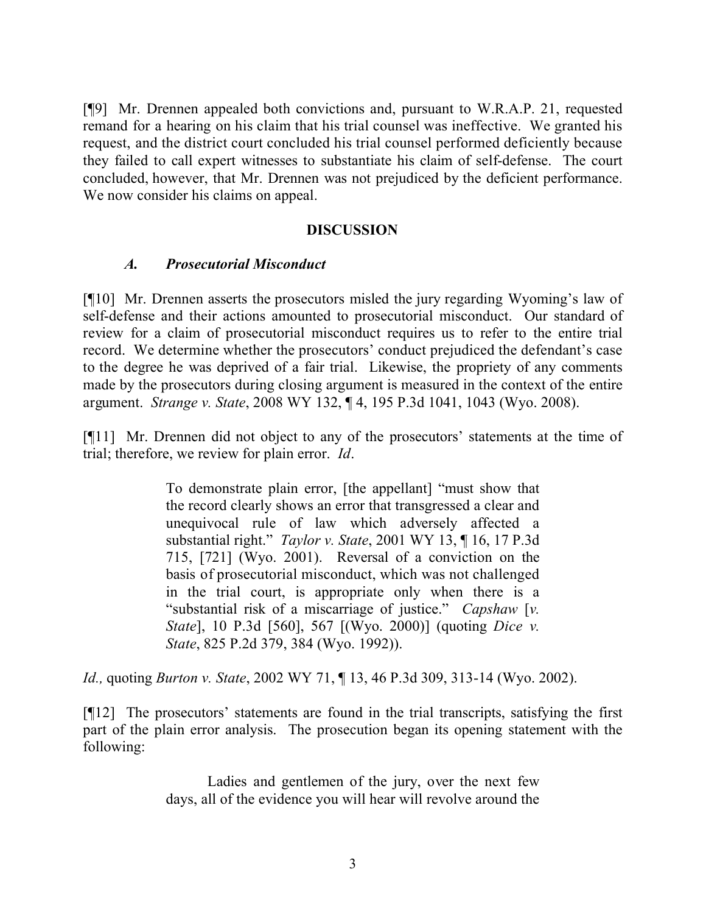[¶9] Mr. Drennen appealed both convictions and, pursuant to W.R.A.P. 21, requested remand for a hearing on his claim that his trial counsel was ineffective. We granted his request, and the district court concluded his trial counsel performed deficiently because they failed to call expert witnesses to substantiate his claim of self-defense. The court concluded, however, that Mr. Drennen was not prejudiced by the deficient performance. We now consider his claims on appeal.

## DISCUSSION

### *A. Prosecutorial Misconduct*

[¶10] Mr. Drennen asserts the prosecutors misled the jury regarding Wyoming's law of self-defense and their actions amounted to prosecutorial misconduct. Our standard of review for a claim of prosecutorial misconduct requires us to refer to the entire trial record. We determine whether the prosecutors' conduct prejudiced the defendant's case to the degree he was deprived of a fair trial. Likewise, the propriety of any comments made by the prosecutors during closing argument is measured in the context of the entire argument. *Strange v. State*, 2008 WY 132, ¶ 4, 195 P.3d 1041, 1043 (Wyo. 2008).

[¶11] Mr. Drennen did not object to any of the prosecutors' statements at the time of trial; therefore, we review for plain error. *Id*.

> To demonstrate plain error, [the appellant] "must show that the record clearly shows an error that transgressed a clear and unequivocal rule of law which adversely affected a substantial right." *Taylor v. State*, 2001 WY 13, ¶ 16, 17 P.3d 715, [721] (Wyo. 2001). Reversal of a conviction on the basis of prosecutorial misconduct, which was not challenged in the trial court, is appropriate only when there is a "substantial risk of a miscarriage of justice." *Capshaw* [*v. State*], 10 P.3d [560], 567 [(Wyo. 2000)] (quoting *Dice v. State*, 825 P.2d 379, 384 (Wyo. 1992)).

*Id.,* quoting *Burton v. State*, 2002 WY 71, ¶ 13, 46 P.3d 309, 313-14 (Wyo. 2002).

[¶12] The prosecutors' statements are found in the trial transcripts, satisfying the first part of the plain error analysis. The prosecution began its opening statement with the following:

> Ladies and gentlemen of the jury, over the next few days, all of the evidence you will hear will revolve around the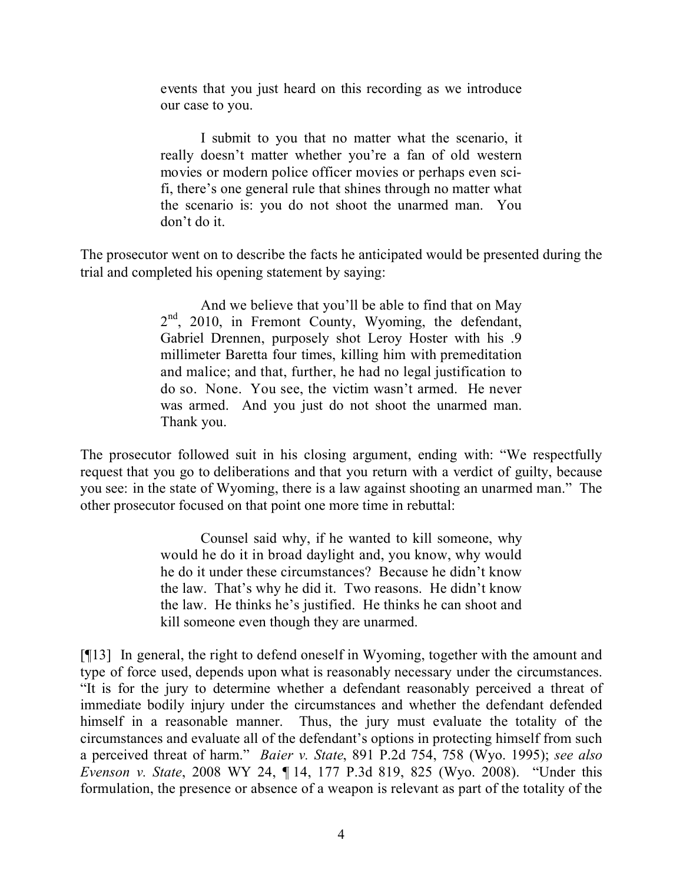> events that you just heard on this recording as we introduce our case to you.
>
> I submit to you that no matter what the scenario, it really doesn't matter whether you're a fan of old western movies or modern police officer movies or perhaps even sci-fi, there's one general rule that shines through no matter what the scenario is: you do not shoot the unarmed man. You don't do it.

The prosecutor went on to describe the facts he anticipated would be presented during the trial and completed his opening statement by saying:

> And we believe that you'll be able to find that on May 2nd, 2010, in Fremont County, Wyoming, the defendant, Gabriel Drennen, purposely shot Leroy Hoster with his .9 millimeter Baretta four times, killing him with premeditation and malice; and that, further, he had no legal justification to do so. None. You see, the victim wasn't armed. He never was armed. And you just do not shoot the unarmed man. Thank you.

The prosecutor followed suit in his closing argument, ending with: "We respectfully request that you go to deliberations and that you return with a verdict of guilty, because you see: in the state of Wyoming, there is a law against shooting an unarmed man." The other prosecutor focused on that point one more time in rebuttal:

> Counsel said why, if he wanted to kill someone, why would he do it in broad daylight and, you know, why would he do it under these circumstances? Because he didn't know the law. That's why he did it. Two reasons. He didn't know the law. He thinks he's justified. He thinks he can shoot and kill someone even though they are unarmed.

[¶13] In general, the right to defend oneself in Wyoming, together with the amount and type of force used, depends upon what is reasonably necessary under the circumstances. "It is for the jury to determine whether a defendant reasonably perceived a threat of immediate bodily injury under the circumstances and whether the defendant defended himself in a reasonable manner. Thus, the jury must evaluate the totality of the circumstances and evaluate all of the defendant's options in protecting himself from such a perceived threat of harm." *Baier v. State*, 891 P.2d 754, 758 (Wyo. 1995); *see also Evenson v. State*, 2008 WY 24, ¶ 14, 177 P.3d 819, 825 (Wyo. 2008). "Under this formulation, the presence or absence of a weapon is relevant as part of the totality of the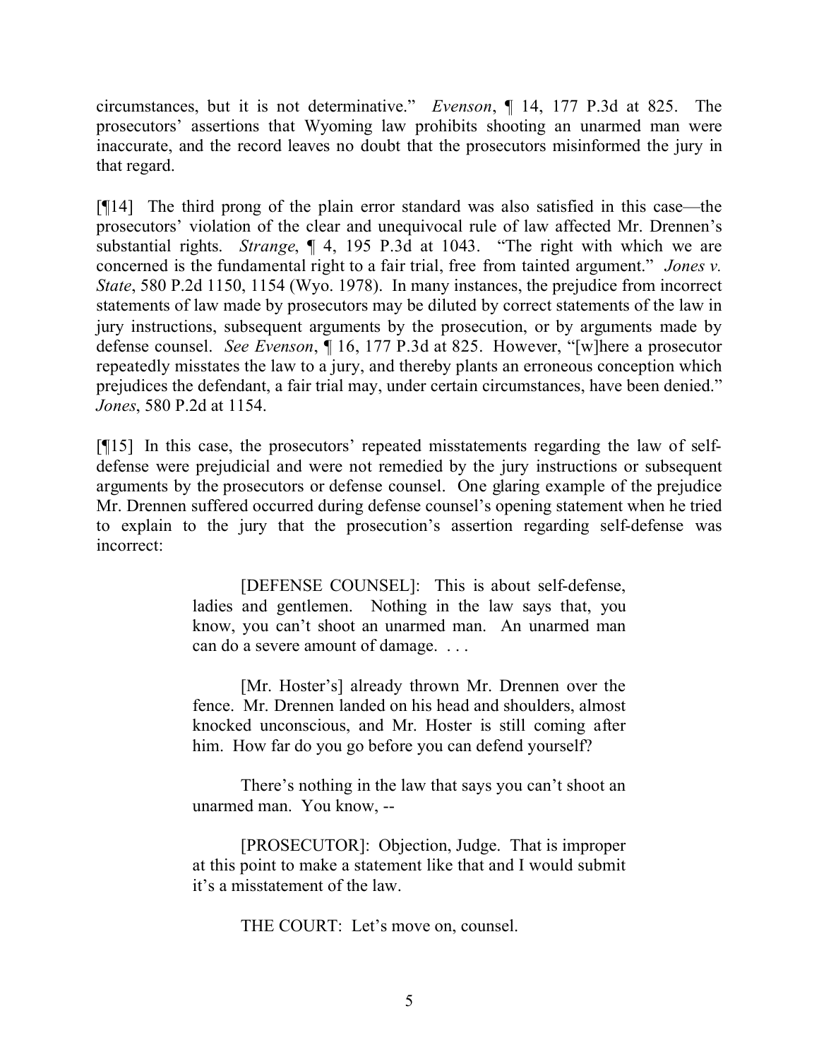circumstances, but it is not determinative." *Evenson*, ¶ 14, 177 P.3d at 825. The prosecutors' assertions that Wyoming law prohibits shooting an unarmed man were inaccurate, and the record leaves no doubt that the prosecutors misinformed the jury in that regard.

[¶14] The third prong of the plain error standard was also satisfied in this case—the prosecutors' violation of the clear and unequivocal rule of law affected Mr. Drennen's substantial rights. *Strange*, ¶ 4, 195 P.3d at 1043. "The right with which we are concerned is the fundamental right to a fair trial, free from tainted argument." *Jones v. State*, 580 P.2d 1150, 1154 (Wyo. 1978). In many instances, the prejudice from incorrect statements of law made by prosecutors may be diluted by correct statements of the law in jury instructions, subsequent arguments by the prosecution, or by arguments made by defense counsel. *See Evenson*, ¶ 16, 177 P.3d at 825. However, "[w]here a prosecutor repeatedly misstates the law to a jury, and thereby plants an erroneous conception which prejudices the defendant, a fair trial may, under certain circumstances, have been denied." *Jones*, 580 P.2d at 1154.

[¶15] In this case, the prosecutors' repeated misstatements regarding the law of self-defense were prejudicial and were not remedied by the jury instructions or subsequent arguments by the prosecutors or defense counsel. One glaring example of the prejudice Mr. Drennen suffered occurred during defense counsel's opening statement when he tried to explain to the jury that the prosecution's assertion regarding self-defense was incorrect:

> [DEFENSE COUNSEL]: This is about self-defense, ladies and gentlemen. Nothing in the law says that, you know, you can't shoot an unarmed man. An unarmed man can do a severe amount of damage. . . .
>
> [Mr. Hoster's] already thrown Mr. Drennen over the fence. Mr. Drennen landed on his head and shoulders, almost knocked unconscious, and Mr. Hoster is still coming after him. How far do you go before you can defend yourself?
>
> There's nothing in the law that says you can't shoot an unarmed man. You know, --
>
> [PROSECUTOR]: Objection, Judge. That is improper at this point to make a statement like that and I would submit it's a misstatement of the law.
>
> THE COURT: Let's move on, counsel.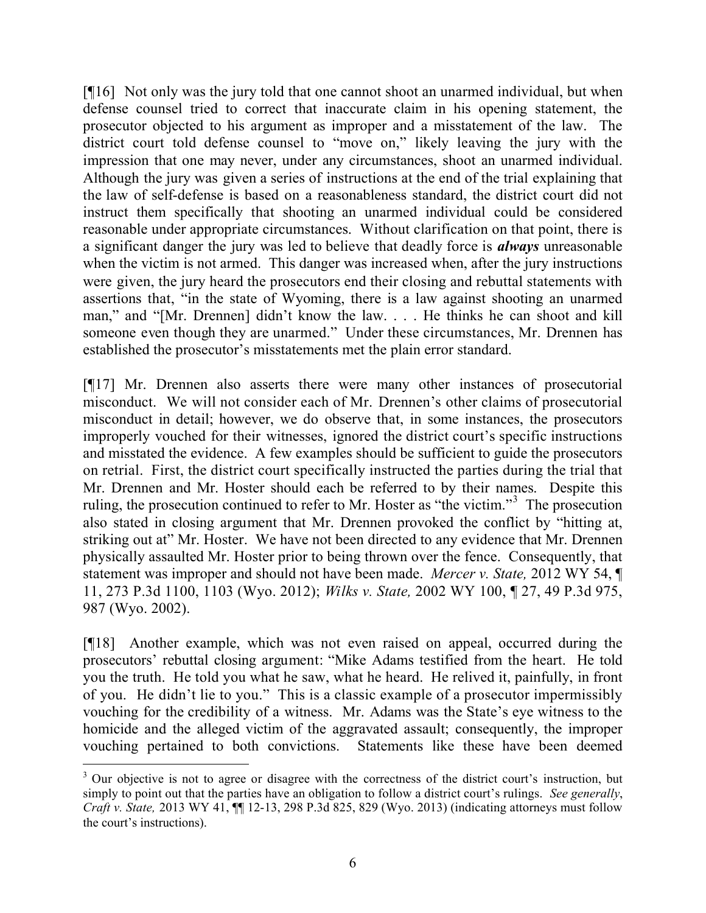[¶16] Not only was the jury told that one cannot shoot an unarmed individual, but when defense counsel tried to correct that inaccurate claim in his opening statement, the prosecutor objected to his argument as improper and a misstatement of the law. The district court told defense counsel to "move on," likely leaving the jury with the impression that one may never, under any circumstances, shoot an unarmed individual. Although the jury was given a series of instructions at the end of the trial explaining that the law of self-defense is based on a reasonableness standard, the district court did not instruct them specifically that shooting an unarmed individual could be considered reasonable under appropriate circumstances. Without clarification on that point, there is a significant danger the jury was led to believe that deadly force is ***always*** unreasonable when the victim is not armed. This danger was increased when, after the jury instructions were given, the jury heard the prosecutors end their closing and rebuttal statements with assertions that, "in the state of Wyoming, there is a law against shooting an unarmed man," and "[Mr. Drennen] didn't know the law. . . . He thinks he can shoot and kill someone even though they are unarmed." Under these circumstances, Mr. Drennen has established the prosecutor's misstatements met the plain error standard.

[¶17] Mr. Drennen also asserts there were many other instances of prosecutorial misconduct. We will not consider each of Mr. Drennen's other claims of prosecutorial misconduct in detail; however, we do observe that, in some instances, the prosecutors improperly vouched for their witnesses, ignored the district court's specific instructions and misstated the evidence. A few examples should be sufficient to guide the prosecutors on retrial. First, the district court specifically instructed the parties during the trial that Mr. Drennen and Mr. Hoster should each be referred to by their names. Despite this ruling, the prosecution continued to refer to Mr. Hoster as "the victim."[3] The prosecution also stated in closing argument that Mr. Drennen provoked the conflict by "hitting at, striking out at" Mr. Hoster. We have not been directed to any evidence that Mr. Drennen physically assaulted Mr. Hoster prior to being thrown over the fence. Consequently, that statement was improper and should not have been made. *Mercer v. State,* 2012 WY 54, ¶ 11, 273 P.3d 1100, 1103 (Wyo. 2012); *Wilks v. State,* 2002 WY 100, ¶ 27, 49 P.3d 975, 987 (Wyo. 2002).

[¶18] Another example, which was not even raised on appeal, occurred during the prosecutors' rebuttal closing argument: "Mike Adams testified from the heart. He told you the truth. He told you what he saw, what he heard. He relived it, painfully, in front of you. He didn't lie to you." This is a classic example of a prosecutor impermissibly vouching for the credibility of a witness. Mr. Adams was the State's eye witness to the homicide and the alleged victim of the aggravated assault; consequently, the improper vouching pertained to both convictions. Statements like these have been deemed

---

[3] Our objective is not to agree or disagree with the correctness of the district court's instruction, but simply to point out that the parties have an obligation to follow a district court's rulings. *See generally*, *Craft v. State,* 2013 WY 41, ¶¶ 12-13, 298 P.3d 825, 829 (Wyo. 2013) (indicating attorneys must follow the court's instructions).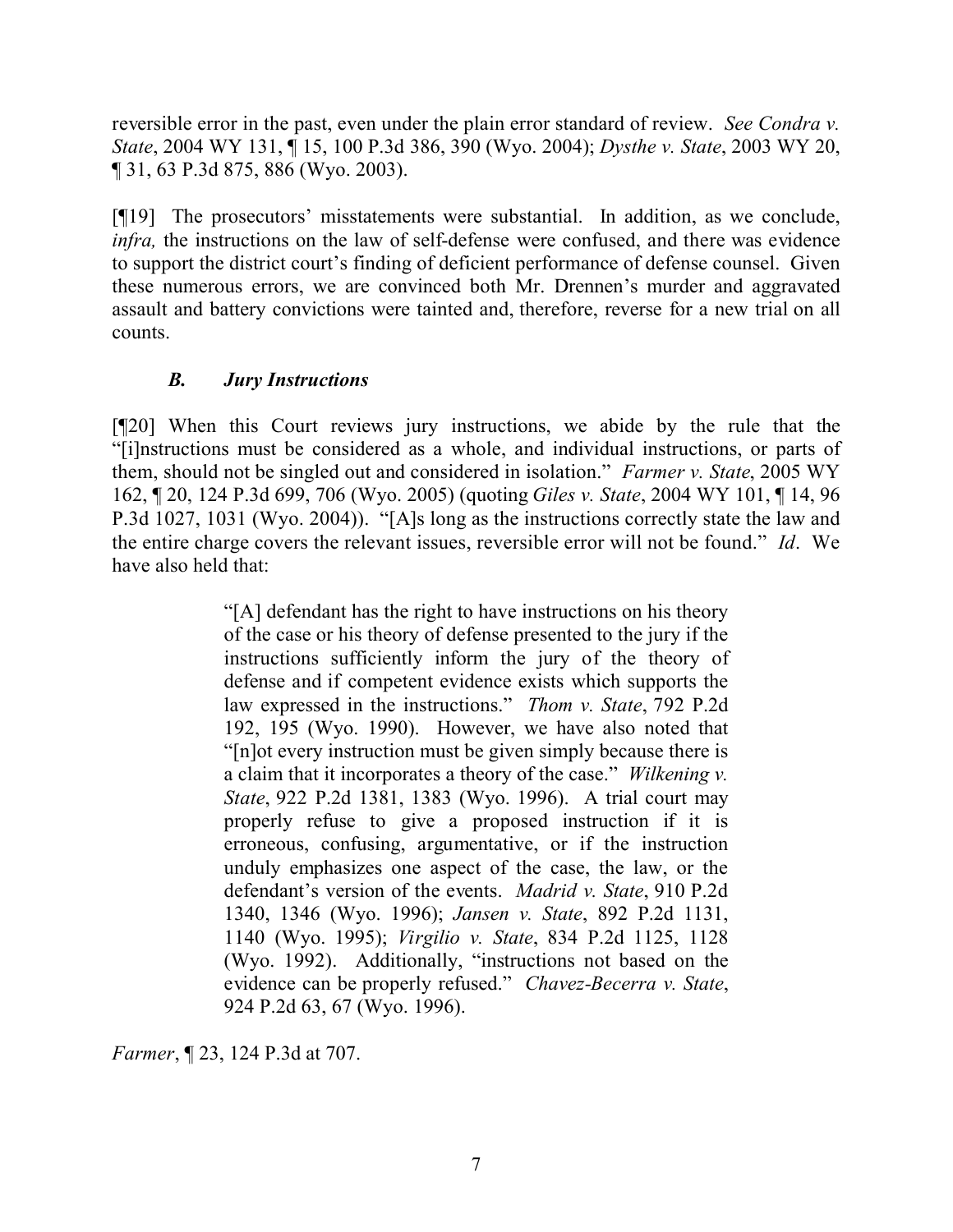reversible error in the past, even under the plain error standard of review. *See Condra v. State*, 2004 WY 131, ¶ 15, 100 P.3d 386, 390 (Wyo. 2004); *Dysthe v. State*, 2003 WY 20, ¶ 31, 63 P.3d 875, 886 (Wyo. 2003).

[¶19] The prosecutors' misstatements were substantial. In addition, as we conclude, *infra,* the instructions on the law of self-defense were confused, and there was evidence to support the district court's finding of deficient performance of defense counsel. Given these numerous errors, we are convinced both Mr. Drennen's murder and aggravated assault and battery convictions were tainted and, therefore, reverse for a new trial on all counts.

### *B. Jury Instructions*

[¶20] When this Court reviews jury instructions, we abide by the rule that the "[i]nstructions must be considered as a whole, and individual instructions, or parts of them, should not be singled out and considered in isolation." *Farmer v. State*, 2005 WY 162, ¶ 20, 124 P.3d 699, 706 (Wyo. 2005) (quoting *Giles v. State*, 2004 WY 101, ¶ 14, 96 P.3d 1027, 1031 (Wyo. 2004)). "[A]s long as the instructions correctly state the law and the entire charge covers the relevant issues, reversible error will not be found." *Id*. We have also held that:

> "[A] defendant has the right to have instructions on his theory of the case or his theory of defense presented to the jury if the instructions sufficiently inform the jury of the theory of defense and if competent evidence exists which supports the law expressed in the instructions." *Thom v. State*, 792 P.2d 192, 195 (Wyo. 1990). However, we have also noted that "[n]ot every instruction must be given simply because there is a claim that it incorporates a theory of the case." *Wilkening v. State*, 922 P.2d 1381, 1383 (Wyo. 1996). A trial court may properly refuse to give a proposed instruction if it is erroneous, confusing, argumentative, or if the instruction unduly emphasizes one aspect of the case, the law, or the defendant's version of the events. *Madrid v. State*, 910 P.2d 1340, 1346 (Wyo. 1996); *Jansen v. State*, 892 P.2d 1131, 1140 (Wyo. 1995); *Virgilio v. State*, 834 P.2d 1125, 1128 (Wyo. 1992). Additionally, "instructions not based on the evidence can be properly refused." *Chavez-Becerra v. State*, 924 P.2d 63, 67 (Wyo. 1996).

*Farmer*, ¶ 23, 124 P.3d at 707.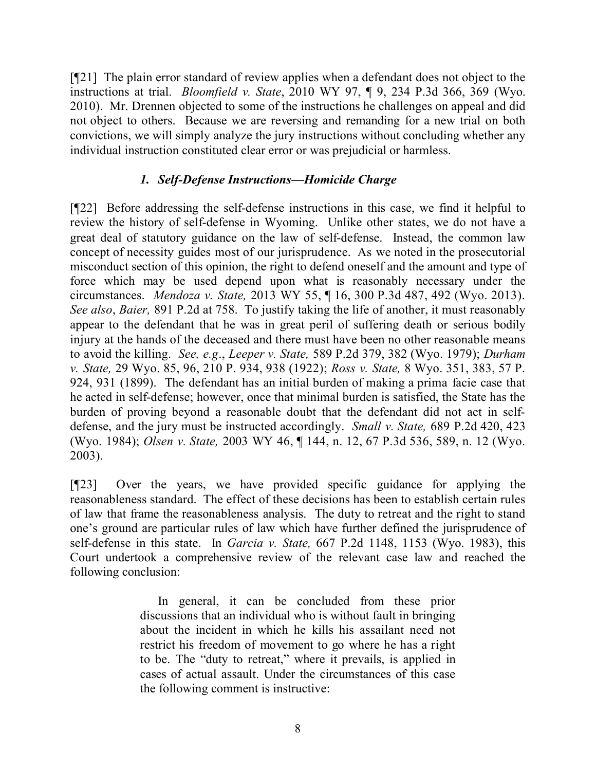[¶21] The plain error standard of review applies when a defendant does not object to the instructions at trial. *Bloomfield v. State*, 2010 WY 97, ¶ 9, 234 P.3d 366, 369 (Wyo. 2010). Mr. Drennen objected to some of the instructions he challenges on appeal and did not object to others. Because we are reversing and remanding for a new trial on both convictions, we will simply analyze the jury instructions without concluding whether any individual instruction constituted clear error or was prejudicial or harmless.

### *1. Self-Defense Instructions—Homicide Charge*

[¶22] Before addressing the self-defense instructions in this case, we find it helpful to review the history of self-defense in Wyoming. Unlike other states, we do not have a great deal of statutory guidance on the law of self-defense. Instead, the common law concept of necessity guides most of our jurisprudence. As we noted in the prosecutorial misconduct section of this opinion, the right to defend oneself and the amount and type of force which may be used depend upon what is reasonably necessary under the circumstances. *Mendoza v. State,* 2013 WY 55, ¶ 16, 300 P.3d 487, 492 (Wyo. 2013). *See also*, *Baier,* 891 P.2d at 758. To justify taking the life of another, it must reasonably appear to the defendant that he was in great peril of suffering death or serious bodily injury at the hands of the deceased and there must have been no other reasonable means to avoid the killing. *See, e.g*., *Leeper v. State,* 589 P.2d 379, 382 (Wyo. 1979); *Durham v. State,* 29 Wyo. 85, 96, 210 P. 934, 938 (1922); *Ross v. State,* 8 Wyo. 351, 383, 57 P. 924, 931 (1899). The defendant has an initial burden of making a prima facie case that he acted in self-defense; however, once that minimal burden is satisfied, the State has the burden of proving beyond a reasonable doubt that the defendant did not act in self-defense, and the jury must be instructed accordingly. *Small v. State,* 689 P.2d 420, 423 (Wyo. 1984); *Olsen v. State,* 2003 WY 46, ¶ 144, n. 12, 67 P.3d 536, 589, n. 12 (Wyo. 2003).

[¶23] Over the years, we have provided specific guidance for applying the reasonableness standard. The effect of these decisions has been to establish certain rules of law that frame the reasonableness analysis. The duty to retreat and the right to stand one's ground are particular rules of law which have further defined the jurisprudence of self-defense in this state. In *Garcia v. State,* 667 P.2d 1148, 1153 (Wyo. 1983), this Court undertook a comprehensive review of the relevant case law and reached the following conclusion:

> In general, it can be concluded from these prior discussions that an individual who is without fault in bringing about the incident in which he kills his assailant need not restrict his freedom of movement to go where he has a right to be. The "duty to retreat," where it prevails, is applied in cases of actual assault. Under the circumstances of this case the following comment is instructive: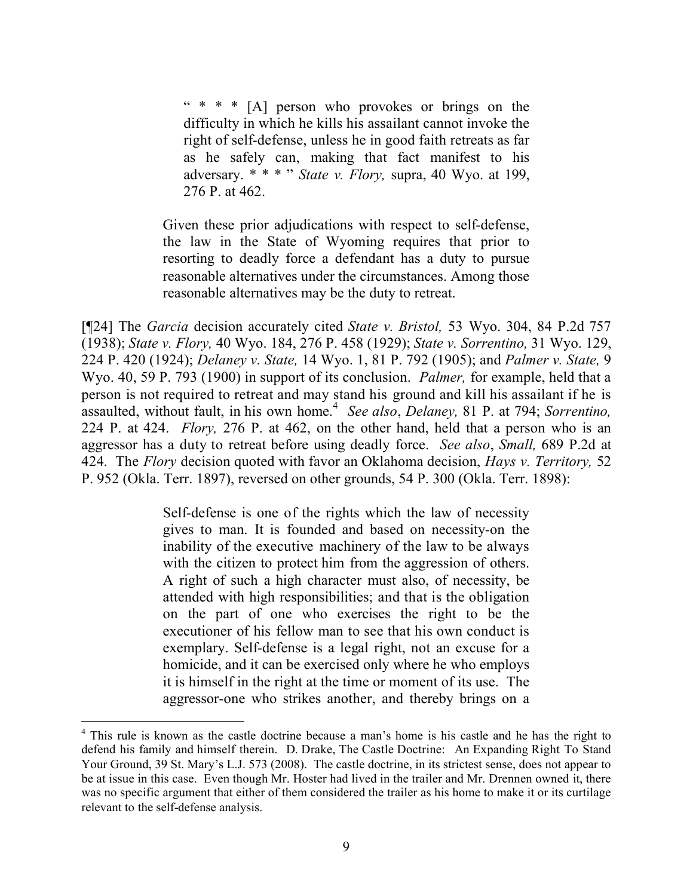> " * * * [A] person who provokes or brings on the difficulty in which he kills his assailant cannot invoke the right of self-defense, unless he in good faith retreats as far as he safely can, making that fact manifest to his adversary. * * * " *State v. Flory,* supra, 40 Wyo. at 199, 276 P. at 462.
>
> Given these prior adjudications with respect to self-defense, the law in the State of Wyoming requires that prior to resorting to deadly force a defendant has a duty to pursue reasonable alternatives under the circumstances. Among those reasonable alternatives may be the duty to retreat.

[¶24] The *Garcia* decision accurately cited *State v. Bristol,* 53 Wyo. 304, 84 P.2d 757 (1938); *State v. Flory,* 40 Wyo. 184, 276 P. 458 (1929); *State v. Sorrentino,* 31 Wyo. 129, 224 P. 420 (1924); *Delaney v. State,* 14 Wyo. 1, 81 P. 792 (1905); and *Palmer v. State,* 9 Wyo. 40, 59 P. 793 (1900) in support of its conclusion. *Palmer,* for example, held that a person is not required to retreat and may stand his ground and kill his assailant if he is assaulted, without fault, in his own home.[4] *See also*, *Delaney,* 81 P. at 794; *Sorrentino,* 224 P. at 424. *Flory,* 276 P. at 462, on the other hand, held that a person who is an aggressor has a duty to retreat before using deadly force. *See also*, *Small,* 689 P.2d at 424. The *Flory* decision quoted with favor an Oklahoma decision, *Hays v. Territory,* 52 P. 952 (Okla. Terr. 1897), reversed on other grounds, 54 P. 300 (Okla. Terr. 1898):

> Self-defense is one of the rights which the law of necessity gives to man. It is founded and based on necessity-on the inability of the executive machinery of the law to be always with the citizen to protect him from the aggression of others. A right of such a high character must also, of necessity, be attended with high responsibilities; and that is the obligation on the part of one who exercises the right to be the executioner of his fellow man to see that his own conduct is exemplary. Self-defense is a legal right, not an excuse for a homicide, and it can be exercised only where he who employs it is himself in the right at the time or moment of its use. The aggressor-one who strikes another, and thereby brings on a

---

[4] This rule is known as the castle doctrine because a man's home is his castle and he has the right to defend his family and himself therein. D. Drake, The Castle Doctrine: An Expanding Right To Stand Your Ground, 39 St. Mary's L.J. 573 (2008). The castle doctrine, in its strictest sense, does not appear to be at issue in this case. Even though Mr. Hoster had lived in the trailer and Mr. Drennen owned it, there was no specific argument that either of them considered the trailer as his home to make it or its curtilage relevant to the self-defense analysis.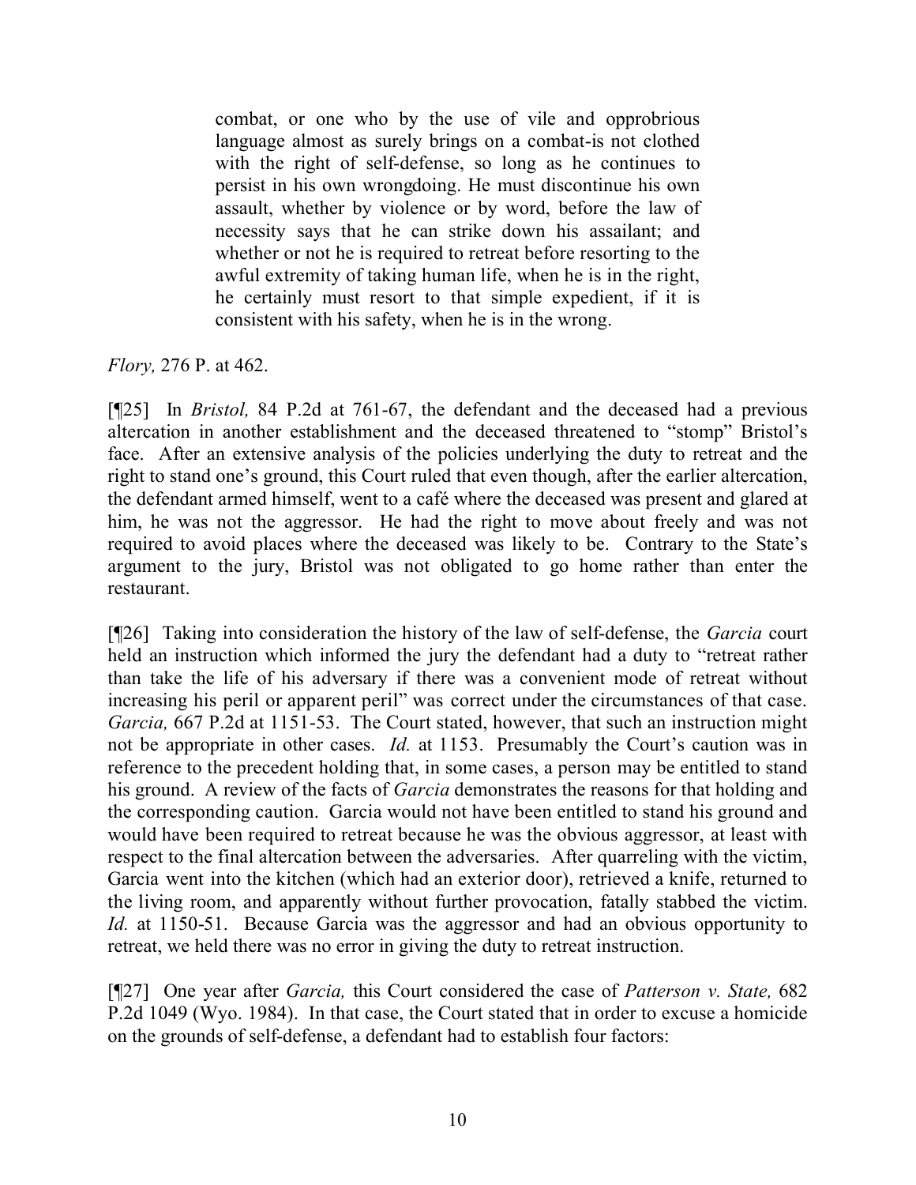> combat, or one who by the use of vile and opprobrious language almost as surely brings on a combat-is not clothed with the right of self-defense, so long as he continues to persist in his own wrongdoing. He must discontinue his own assault, whether by violence or by word, before the law of necessity says that he can strike down his assailant; and whether or not he is required to retreat before resorting to the awful extremity of taking human life, when he is in the right, he certainly must resort to that simple expedient, if it is consistent with his safety, when he is in the wrong.

*Flory,* 276 P. at 462.

[¶25] In *Bristol,* 84 P.2d at 761-67, the defendant and the deceased had a previous altercation in another establishment and the deceased threatened to "stomp" Bristol's face. After an extensive analysis of the policies underlying the duty to retreat and the right to stand one's ground, this Court ruled that even though, after the earlier altercation, the defendant armed himself, went to a café where the deceased was present and glared at him, he was not the aggressor. He had the right to move about freely and was not required to avoid places where the deceased was likely to be. Contrary to the State's argument to the jury, Bristol was not obligated to go home rather than enter the restaurant.

[¶26] Taking into consideration the history of the law of self-defense, the *Garcia* court held an instruction which informed the jury the defendant had a duty to "retreat rather than take the life of his adversary if there was a convenient mode of retreat without increasing his peril or apparent peril" was correct under the circumstances of that case. *Garcia,* 667 P.2d at 1151-53. The Court stated, however, that such an instruction might not be appropriate in other cases. *Id.* at 1153. Presumably the Court's caution was in reference to the precedent holding that, in some cases, a person may be entitled to stand his ground. A review of the facts of *Garcia* demonstrates the reasons for that holding and the corresponding caution. Garcia would not have been entitled to stand his ground and would have been required to retreat because he was the obvious aggressor, at least with respect to the final altercation between the adversaries. After quarreling with the victim, Garcia went into the kitchen (which had an exterior door), retrieved a knife, returned to the living room, and apparently without further provocation, fatally stabbed the victim. *Id.* at 1150-51. Because Garcia was the aggressor and had an obvious opportunity to retreat, we held there was no error in giving the duty to retreat instruction.

[¶27] One year after *Garcia,* this Court considered the case of *Patterson v. State,* 682 P.2d 1049 (Wyo. 1984). In that case, the Court stated that in order to excuse a homicide on the grounds of self-defense, a defendant had to establish four factors: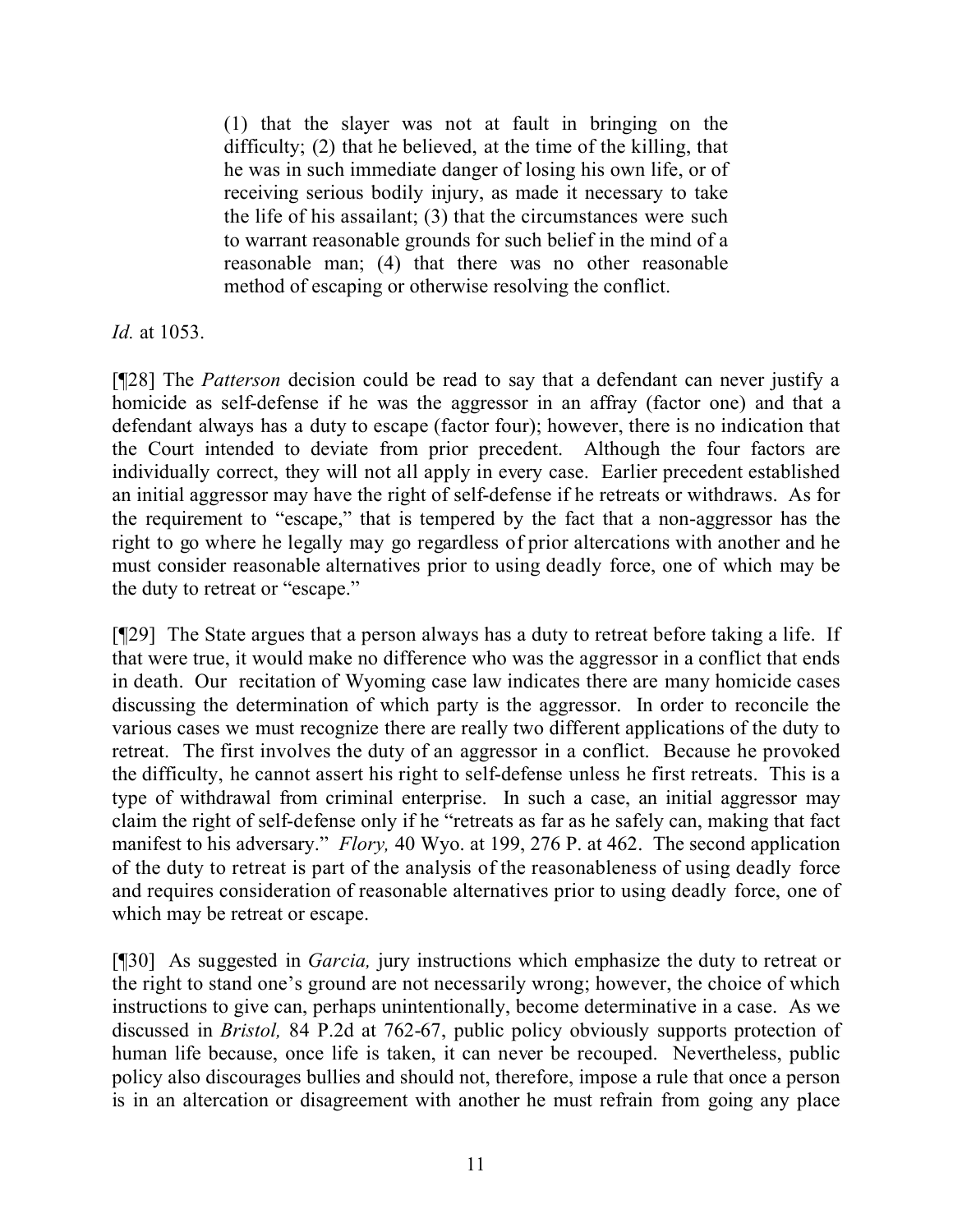> (1) that the slayer was not at fault in bringing on the difficulty; (2) that he believed, at the time of the killing, that he was in such immediate danger of losing his own life, or of receiving serious bodily injury, as made it necessary to take the life of his assailant; (3) that the circumstances were such to warrant reasonable grounds for such belief in the mind of a reasonable man; (4) that there was no other reasonable method of escaping or otherwise resolving the conflict.

*Id.* at 1053.

[¶28] The *Patterson* decision could be read to say that a defendant can never justify a homicide as self-defense if he was the aggressor in an affray (factor one) and that a defendant always has a duty to escape (factor four); however, there is no indication that the Court intended to deviate from prior precedent. Although the four factors are individually correct, they will not all apply in every case. Earlier precedent established an initial aggressor may have the right of self-defense if he retreats or withdraws. As for the requirement to "escape," that is tempered by the fact that a non-aggressor has the right to go where he legally may go regardless of prior altercations with another and he must consider reasonable alternatives prior to using deadly force, one of which may be the duty to retreat or "escape."

[¶29] The State argues that a person always has a duty to retreat before taking a life. If that were true, it would make no difference who was the aggressor in a conflict that ends in death. Our recitation of Wyoming case law indicates there are many homicide cases discussing the determination of which party is the aggressor. In order to reconcile the various cases we must recognize there are really two different applications of the duty to retreat. The first involves the duty of an aggressor in a conflict. Because he provoked the difficulty, he cannot assert his right to self-defense unless he first retreats. This is a type of withdrawal from criminal enterprise. In such a case, an initial aggressor may claim the right of self-defense only if he "retreats as far as he safely can, making that fact manifest to his adversary." *Flory,* 40 Wyo. at 199, 276 P. at 462. The second application of the duty to retreat is part of the analysis of the reasonableness of using deadly force and requires consideration of reasonable alternatives prior to using deadly force, one of which may be retreat or escape.

[¶30] As suggested in *Garcia,* jury instructions which emphasize the duty to retreat or the right to stand one's ground are not necessarily wrong; however, the choice of which instructions to give can, perhaps unintentionally, become determinative in a case. As we discussed in *Bristol,* 84 P.2d at 762-67, public policy obviously supports protection of human life because, once life is taken, it can never be recouped. Nevertheless, public policy also discourages bullies and should not, therefore, impose a rule that once a person is in an altercation or disagreement with another he must refrain from going any place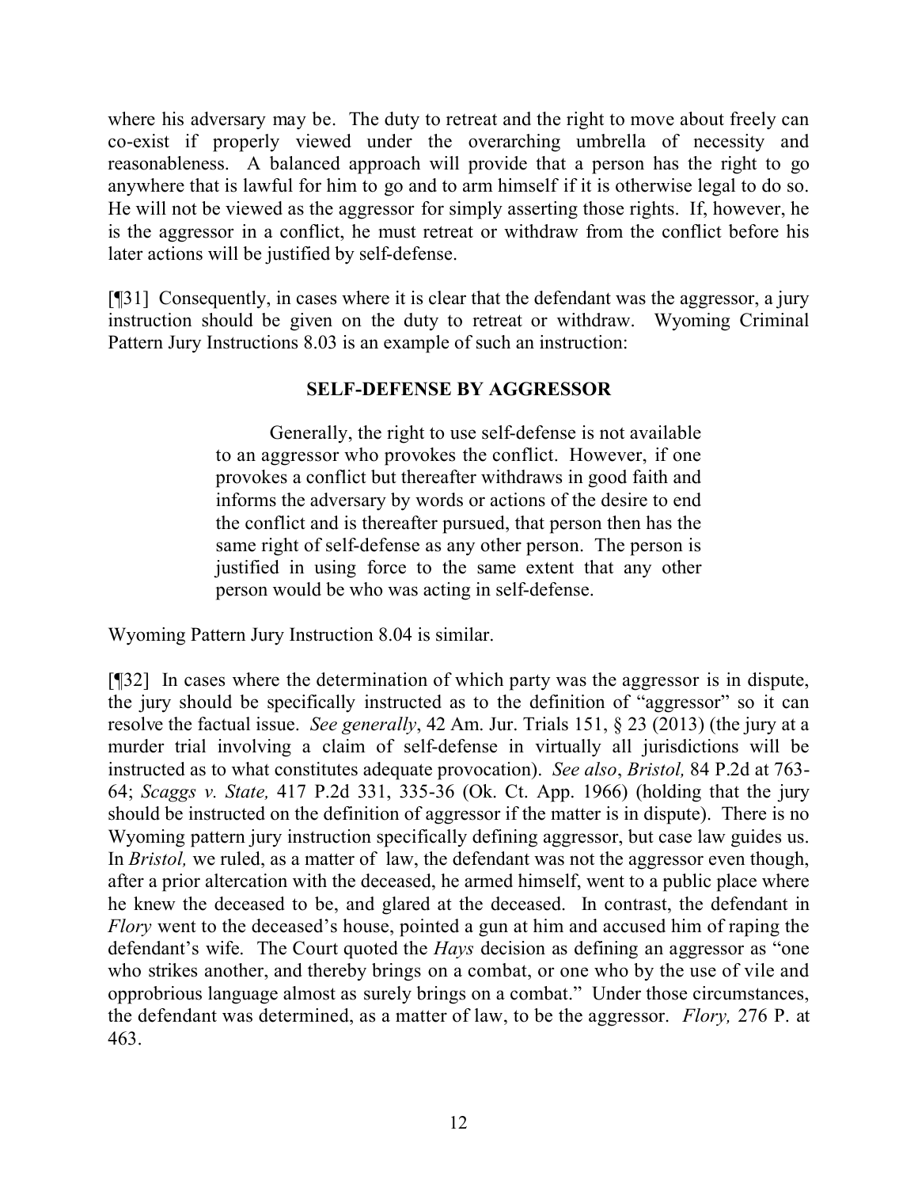where his adversary may be. The duty to retreat and the right to move about freely can co-exist if properly viewed under the overarching umbrella of necessity and reasonableness. A balanced approach will provide that a person has the right to go anywhere that is lawful for him to go and to arm himself if it is otherwise legal to do so. He will not be viewed as the aggressor for simply asserting those rights. If, however, he is the aggressor in a conflict, he must retreat or withdraw from the conflict before his later actions will be justified by self-defense.

[¶31] Consequently, in cases where it is clear that the defendant was the aggressor, a jury instruction should be given on the duty to retreat or withdraw. Wyoming Criminal Pattern Jury Instructions 8.03 is an example of such an instruction:

> **SELF-DEFENSE BY AGGRESSOR**
>
> Generally, the right to use self-defense is not available to an aggressor who provokes the conflict. However, if one provokes a conflict but thereafter withdraws in good faith and informs the adversary by words or actions of the desire to end the conflict and is thereafter pursued, that person then has the same right of self-defense as any other person. The person is justified in using force to the same extent that any other person would be who was acting in self-defense.

Wyoming Pattern Jury Instruction 8.04 is similar.

[¶32] In cases where the determination of which party was the aggressor is in dispute, the jury should be specifically instructed as to the definition of "aggressor" so it can resolve the factual issue. *See generally*, 42 Am. Jur. Trials 151, § 23 (2013) (the jury at a murder trial involving a claim of self-defense in virtually all jurisdictions will be instructed as to what constitutes adequate provocation). *See also*, *Bristol,* 84 P.2d at 763-64; *Scaggs v. State,* 417 P.2d 331, 335-36 (Ok. Ct. App. 1966) (holding that the jury should be instructed on the definition of aggressor if the matter is in dispute). There is no Wyoming pattern jury instruction specifically defining aggressor, but case law guides us. In *Bristol,* we ruled, as a matter of law, the defendant was not the aggressor even though, after a prior altercation with the deceased, he armed himself, went to a public place where he knew the deceased to be, and glared at the deceased. In contrast, the defendant in *Flory* went to the deceased's house, pointed a gun at him and accused him of raping the defendant's wife. The Court quoted the *Hays* decision as defining an aggressor as "one who strikes another, and thereby brings on a combat, or one who by the use of vile and opprobrious language almost as surely brings on a combat." Under those circumstances, the defendant was determined, as a matter of law, to be the aggressor. *Flory,* 276 P. at 463.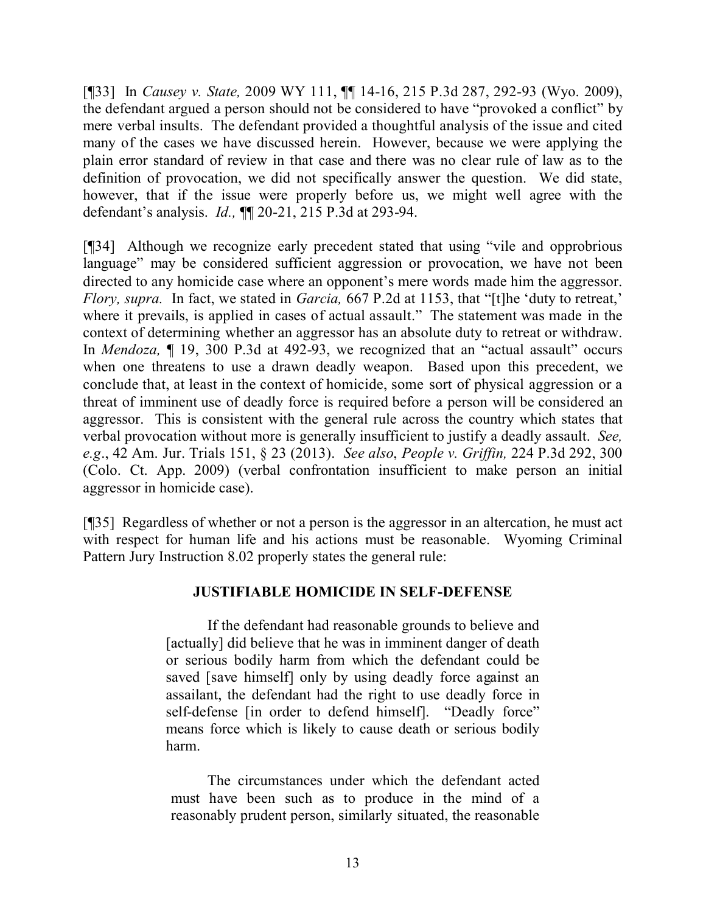[¶33] In *Causey v. State,* 2009 WY 111, ¶¶ 14-16, 215 P.3d 287, 292-93 (Wyo. 2009), the defendant argued a person should not be considered to have "provoked a conflict" by mere verbal insults. The defendant provided a thoughtful analysis of the issue and cited many of the cases we have discussed herein. However, because we were applying the plain error standard of review in that case and there was no clear rule of law as to the definition of provocation, we did not specifically answer the question. We did state, however, that if the issue were properly before us, we might well agree with the defendant's analysis. *Id.,* ¶¶ 20-21, 215 P.3d at 293-94.

[¶34] Although we recognize early precedent stated that using "vile and opprobrious language" may be considered sufficient aggression or provocation, we have not been directed to any homicide case where an opponent's mere words made him the aggressor. *Flory, supra.* In fact, we stated in *Garcia,* 667 P.2d at 1153, that "[t]he 'duty to retreat,' where it prevails, is applied in cases of actual assault." The statement was made in the context of determining whether an aggressor has an absolute duty to retreat or withdraw. In *Mendoza,* ¶ 19, 300 P.3d at 492-93, we recognized that an "actual assault" occurs when one threatens to use a drawn deadly weapon. Based upon this precedent, we conclude that, at least in the context of homicide, some sort of physical aggression or a threat of imminent use of deadly force is required before a person will be considered an aggressor. This is consistent with the general rule across the country which states that verbal provocation without more is generally insufficient to justify a deadly assault. *See, e.g*., 42 Am. Jur. Trials 151, § 23 (2013). *See also*, *People v. Griffin,* 224 P.3d 292, 300 (Colo. Ct. App. 2009) (verbal confrontation insufficient to make person an initial aggressor in homicide case).

[¶35] Regardless of whether or not a person is the aggressor in an altercation, he must act with respect for human life and his actions must be reasonable. Wyoming Criminal Pattern Jury Instruction 8.02 properly states the general rule:

> **JUSTIFIABLE HOMICIDE IN SELF-DEFENSE**
>
> If the defendant had reasonable grounds to believe and [actually] did believe that he was in imminent danger of death or serious bodily harm from which the defendant could be saved [save himself] only by using deadly force against an assailant, the defendant had the right to use deadly force in self-defense [in order to defend himself]. "Deadly force" means force which is likely to cause death or serious bodily harm.
>
> The circumstances under which the defendant acted must have been such as to produce in the mind of a reasonably prudent person, similarly situated, the reasonable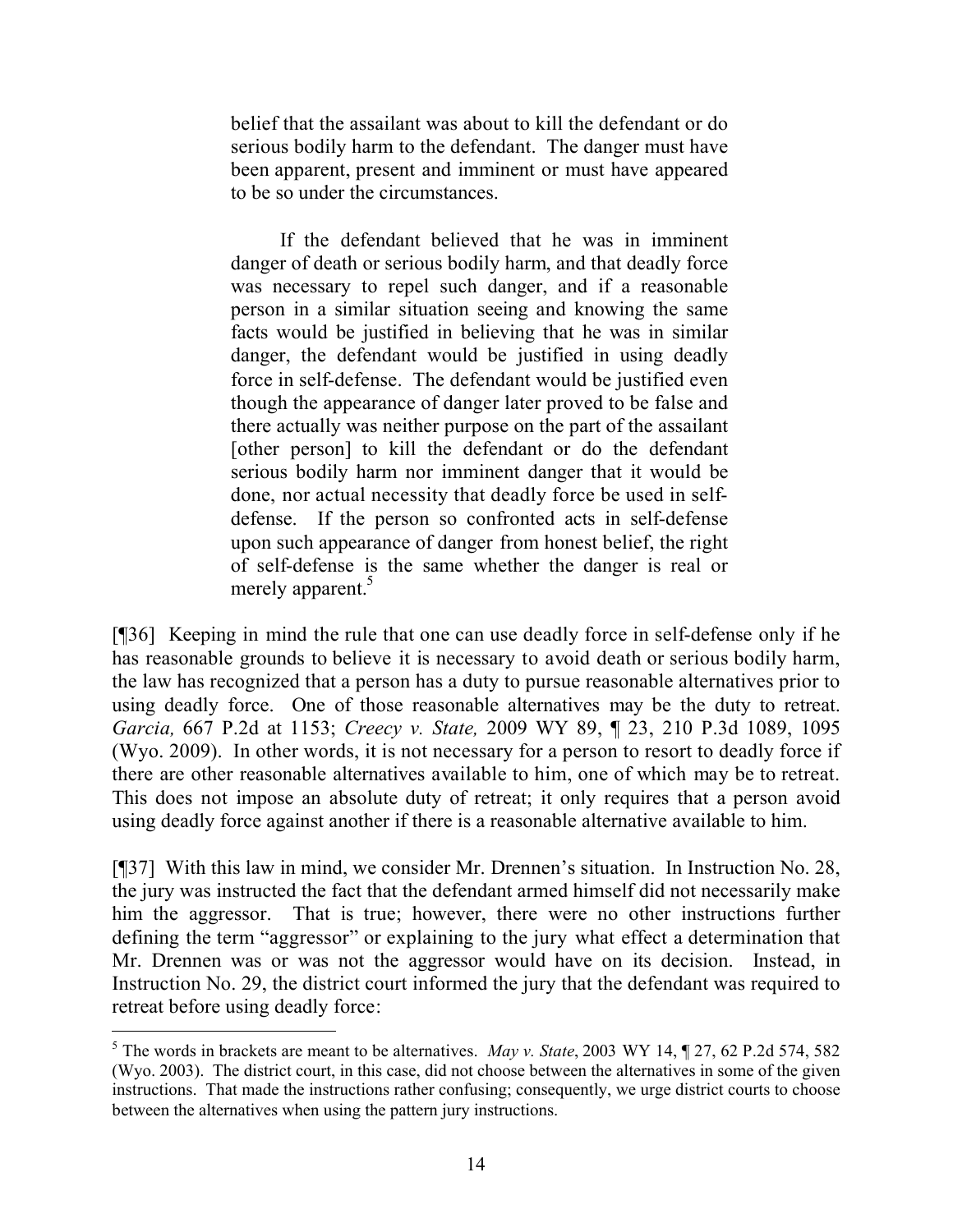> belief that the assailant was about to kill the defendant or do serious bodily harm to the defendant. The danger must have been apparent, present and imminent or must have appeared to be so under the circumstances.
>
> If the defendant believed that he was in imminent danger of death or serious bodily harm, and that deadly force was necessary to repel such danger, and if a reasonable person in a similar situation seeing and knowing the same facts would be justified in believing that he was in similar danger, the defendant would be justified in using deadly force in self-defense. The defendant would be justified even though the appearance of danger later proved to be false and there actually was neither purpose on the part of the assailant [other person] to kill the defendant or do the defendant serious bodily harm nor imminent danger that it would be done, nor actual necessity that deadly force be used in self-defense. If the person so confronted acts in self-defense upon such appearance of danger from honest belief, the right of self-defense is the same whether the danger is real or merely apparent.[5]

[¶36] Keeping in mind the rule that one can use deadly force in self-defense only if he has reasonable grounds to believe it is necessary to avoid death or serious bodily harm, the law has recognized that a person has a duty to pursue reasonable alternatives prior to using deadly force. One of those reasonable alternatives may be the duty to retreat. *Garcia,* 667 P.2d at 1153; *Creecy v. State,* 2009 WY 89, ¶ 23, 210 P.3d 1089, 1095 (Wyo. 2009). In other words, it is not necessary for a person to resort to deadly force if there are other reasonable alternatives available to him, one of which may be to retreat. This does not impose an absolute duty of retreat; it only requires that a person avoid using deadly force against another if there is a reasonable alternative available to him.

[¶37] With this law in mind, we consider Mr. Drennen's situation. In Instruction No. 28, the jury was instructed the fact that the defendant armed himself did not necessarily make him the aggressor. That is true; however, there were no other instructions further defining the term "aggressor" or explaining to the jury what effect a determination that Mr. Drennen was or was not the aggressor would have on its decision. Instead, in Instruction No. 29, the district court informed the jury that the defendant was required to retreat before using deadly force:

---

[5] The words in brackets are meant to be alternatives. *May v. State*, 2003 WY 14, ¶ 27, 62 P.2d 574, 582 (Wyo. 2003). The district court, in this case, did not choose between the alternatives in some of the given instructions. That made the instructions rather confusing; consequently, we urge district courts to choose between the alternatives when using the pattern jury instructions.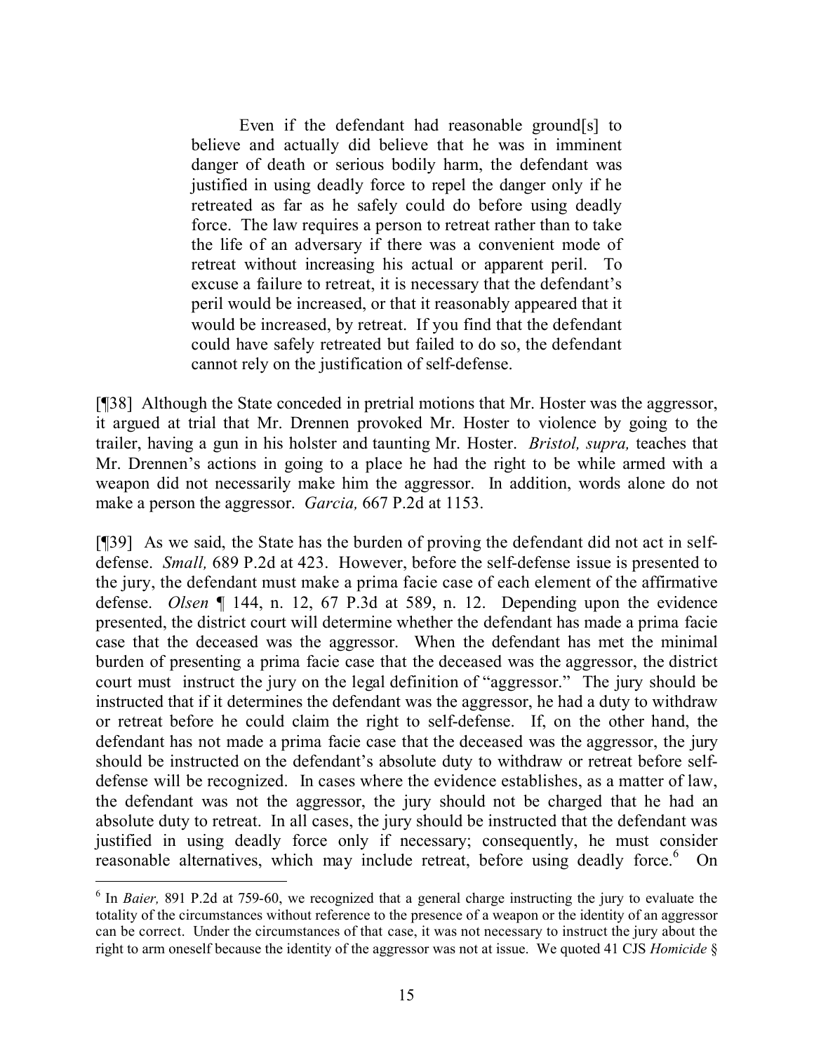> Even if the defendant had reasonable ground[s] to believe and actually did believe that he was in imminent danger of death or serious bodily harm, the defendant was justified in using deadly force to repel the danger only if he retreated as far as he safely could do before using deadly force. The law requires a person to retreat rather than to take the life of an adversary if there was a convenient mode of retreat without increasing his actual or apparent peril. To excuse a failure to retreat, it is necessary that the defendant's peril would be increased, or that it reasonably appeared that it would be increased, by retreat. If you find that the defendant could have safely retreated but failed to do so, the defendant cannot rely on the justification of self-defense.

[¶38] Although the State conceded in pretrial motions that Mr. Hoster was the aggressor, it argued at trial that Mr. Drennen provoked Mr. Hoster to violence by going to the trailer, having a gun in his holster and taunting Mr. Hoster. *Bristol, supra,* teaches that Mr. Drennen's actions in going to a place he had the right to be while armed with a weapon did not necessarily make him the aggressor. In addition, words alone do not make a person the aggressor. *Garcia,* 667 P.2d at 1153.

[¶39] As we said, the State has the burden of proving the defendant did not act in self-defense. *Small,* 689 P.2d at 423. However, before the self-defense issue is presented to the jury, the defendant must make a prima facie case of each element of the affirmative defense. *Olsen* ¶ 144, n. 12, 67 P.3d at 589, n. 12. Depending upon the evidence presented, the district court will determine whether the defendant has made a prima facie case that the deceased was the aggressor. When the defendant has met the minimal burden of presenting a prima facie case that the deceased was the aggressor, the district court must instruct the jury on the legal definition of "aggressor." The jury should be instructed that if it determines the defendant was the aggressor, he had a duty to withdraw or retreat before he could claim the right to self-defense. If, on the other hand, the defendant has not made a prima facie case that the deceased was the aggressor, the jury should be instructed on the defendant's absolute duty to withdraw or retreat before self-defense will be recognized. In cases where the evidence establishes, as a matter of law, the defendant was not the aggressor, the jury should not be charged that he had an absolute duty to retreat. In all cases, the jury should be instructed that the defendant was justified in using deadly force only if necessary; consequently, he must consider reasonable alternatives, which may include retreat, before using deadly force.[6] On

[6] In *Baier,* 891 P.2d at 759-60, we recognized that a general charge instructing the jury to evaluate the totality of the circumstances without reference to the presence of a weapon or the identity of an aggressor can be correct. Under the circumstances of that case, it was not necessary to instruct the jury about the right to arm oneself because the identity of the aggressor was not at issue. We quoted 41 CJS *Homicide* §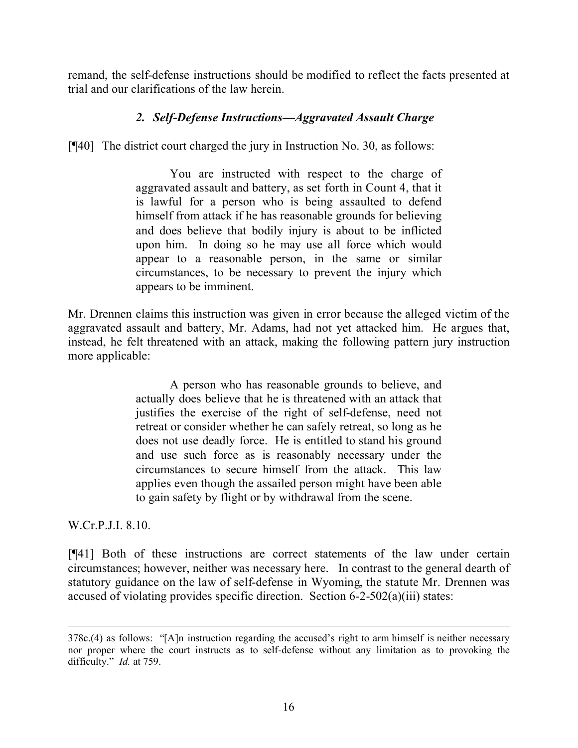remand, the self-defense instructions should be modified to reflect the facts presented at trial and our clarifications of the law herein.

### *2. Self-Defense Instructions—Aggravated Assault Charge*

[¶40] The district court charged the jury in Instruction No. 30, as follows:

> You are instructed with respect to the charge of aggravated assault and battery, as set forth in Count 4, that it is lawful for a person who is being assaulted to defend himself from attack if he has reasonable grounds for believing and does believe that bodily injury is about to be inflicted upon him. In doing so he may use all force which would appear to a reasonable person, in the same or similar circumstances, to be necessary to prevent the injury which appears to be imminent.

Mr. Drennen claims this instruction was given in error because the alleged victim of the aggravated assault and battery, Mr. Adams, had not yet attacked him. He argues that, instead, he felt threatened with an attack, making the following pattern jury instruction more applicable:

> A person who has reasonable grounds to believe, and actually does believe that he is threatened with an attack that justifies the exercise of the right of self-defense, need not retreat or consider whether he can safely retreat, so long as he does not use deadly force. He is entitled to stand his ground and use such force as is reasonably necessary under the circumstances to secure himself from the attack. This law applies even though the assailed person might have been able to gain safety by flight or by withdrawal from the scene.

W.Cr.P.J.I. 8.10.

[¶41] Both of these instructions are correct statements of the law under certain circumstances; however, neither was necessary here. In contrast to the general dearth of statutory guidance on the law of self-defense in Wyoming, the statute Mr. Drennen was accused of violating provides specific direction. Section 6-2-502(a)(iii) states:

---

378c.(4) as follows: "[A]n instruction regarding the accused's right to arm himself is neither necessary nor proper where the court instructs as to self-defense without any limitation as to provoking the difficulty." *Id.* at 759.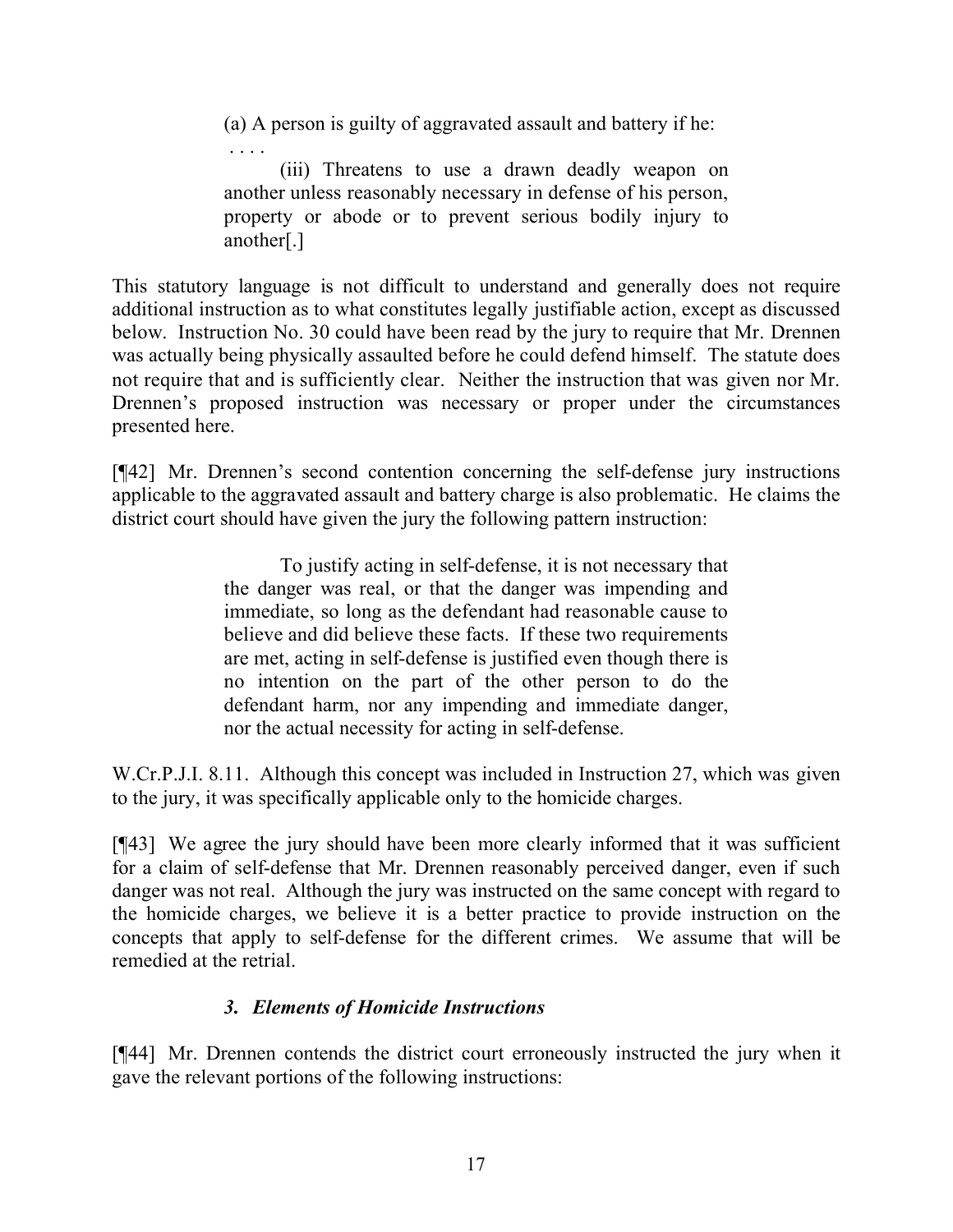> (a) A person is guilty of aggravated assault and battery if he:
>
> . . . .
>
> (iii) Threatens to use a drawn deadly weapon on another unless reasonably necessary in defense of his person, property or abode or to prevent serious bodily injury to another[.]

This statutory language is not difficult to understand and generally does not require additional instruction as to what constitutes legally justifiable action, except as discussed below. Instruction No. 30 could have been read by the jury to require that Mr. Drennen was actually being physically assaulted before he could defend himself. The statute does not require that and is sufficiently clear. Neither the instruction that was given nor Mr. Drennen's proposed instruction was necessary or proper under the circumstances presented here.

[¶42] Mr. Drennen's second contention concerning the self-defense jury instructions applicable to the aggravated assault and battery charge is also problematic. He claims the district court should have given the jury the following pattern instruction:

> To justify acting in self-defense, it is not necessary that the danger was real, or that the danger was impending and immediate, so long as the defendant had reasonable cause to believe and did believe these facts. If these two requirements are met, acting in self-defense is justified even though there is no intention on the part of the other person to do the defendant harm, nor any impending and immediate danger, nor the actual necessity for acting in self-defense.

W.Cr.P.J.I. 8.11. Although this concept was included in Instruction 27, which was given to the jury, it was specifically applicable only to the homicide charges.

[¶43] We agree the jury should have been more clearly informed that it was sufficient for a claim of self-defense that Mr. Drennen reasonably perceived danger, even if such danger was not real. Although the jury was instructed on the same concept with regard to the homicide charges, we believe it is a better practice to provide instruction on the concepts that apply to self-defense for the different crimes. We assume that will be remedied at the retrial.

### *3. Elements of Homicide Instructions*

[¶44] Mr. Drennen contends the district court erroneously instructed the jury when it gave the relevant portions of the following instructions: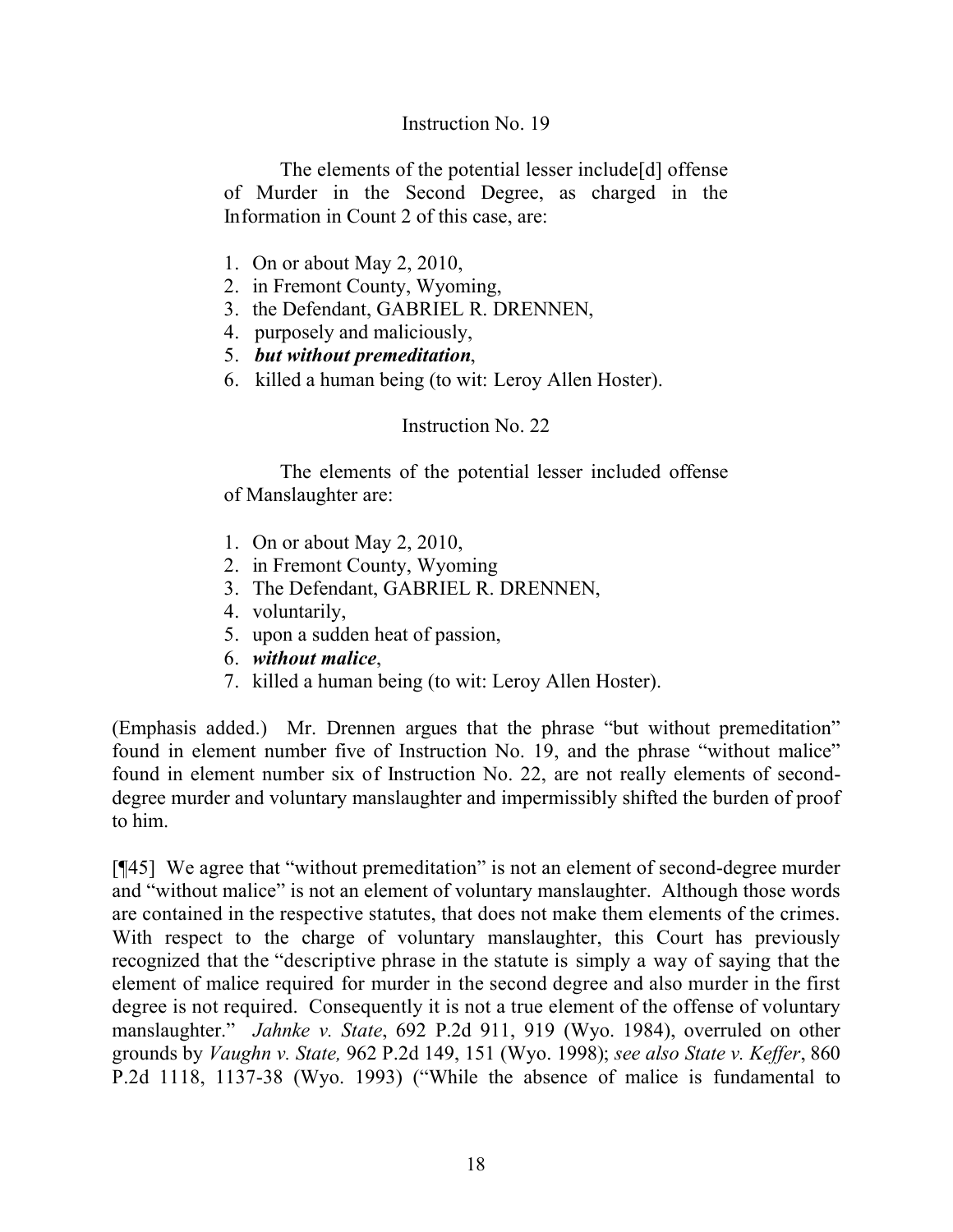Instruction No. 19

The elements of the potential lesser include[d] offense of Murder in the Second Degree, as charged in the Information in Count 2 of this case, are:

1. On or about May 2, 2010,
2. in Fremont County, Wyoming,
3. the Defendant, GABRIEL R. DRENNEN,
4. purposely and maliciously,
5. ***but without premeditation***,
6. killed a human being (to wit: Leroy Allen Hoster).

Instruction No. 22

The elements of the potential lesser included offense of Manslaughter are:

1. On or about May 2, 2010,
2. in Fremont County, Wyoming
3. The Defendant, GABRIEL R. DRENNEN,
4. voluntarily,
5. upon a sudden heat of passion,
6. ***without malice***,
7. killed a human being (to wit: Leroy Allen Hoster).

(Emphasis added.) Mr. Drennen argues that the phrase "but without premeditation" found in element number five of Instruction No. 19, and the phrase "without malice" found in element number six of Instruction No. 22, are not really elements of second-degree murder and voluntary manslaughter and impermissibly shifted the burden of proof to him.

[¶45] We agree that "without premeditation" is not an element of second-degree murder and "without malice" is not an element of voluntary manslaughter. Although those words are contained in the respective statutes, that does not make them elements of the crimes. With respect to the charge of voluntary manslaughter, this Court has previously recognized that the "descriptive phrase in the statute is simply a way of saying that the element of malice required for murder in the second degree and also murder in the first degree is not required. Consequently it is not a true element of the offense of voluntary manslaughter." *Jahnke v. State*, 692 P.2d 911, 919 (Wyo. 1984), overruled on other grounds by *Vaughn v. State,* 962 P.2d 149, 151 (Wyo. 1998); *see also State v. Keffer*, 860 P.2d 1118, 1137-38 (Wyo. 1993) ("While the absence of malice is fundamental to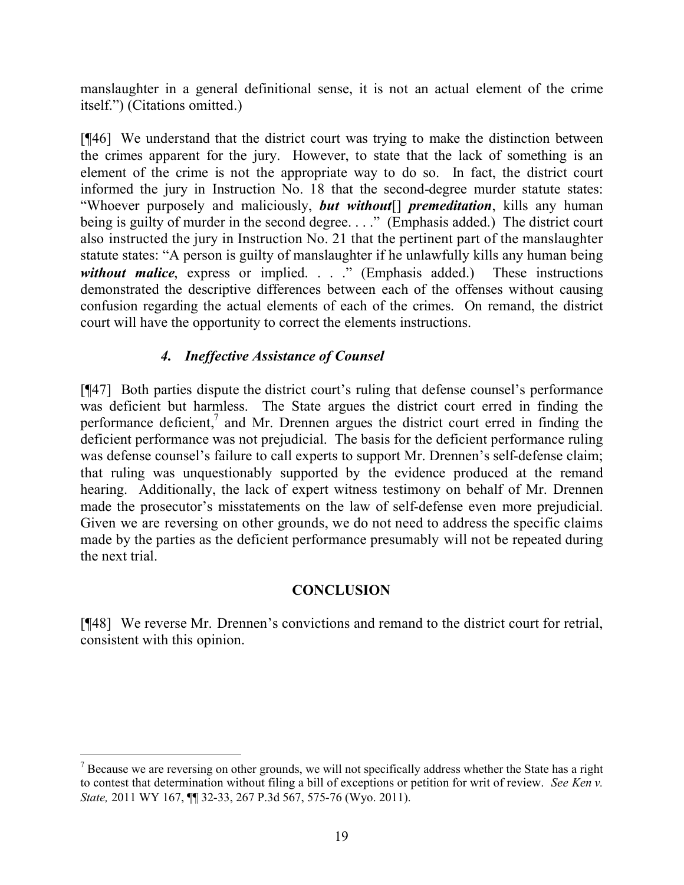manslaughter in a general definitional sense, it is not an actual element of the crime itself.") (Citations omitted.)

[¶46] We understand that the district court was trying to make the distinction between the crimes apparent for the jury. However, to state that the lack of something is an element of the crime is not the appropriate way to do so. In fact, the district court informed the jury in Instruction No. 18 that the second-degree murder statute states: "Whoever purposely and maliciously, ***but without*[] *premeditation***, kills any human being is guilty of murder in the second degree. . . ." (Emphasis added.) The district court also instructed the jury in Instruction No. 21 that the pertinent part of the manslaughter statute states: "A person is guilty of manslaughter if he unlawfully kills any human being ***without malice***, express or implied. . . ." (Emphasis added.) These instructions demonstrated the descriptive differences between each of the offenses without causing confusion regarding the actual elements of each of the crimes. On remand, the district court will have the opportunity to correct the elements instructions.

### *4. Ineffective Assistance of Counsel*

[¶47] Both parties dispute the district court's ruling that defense counsel's performance was deficient but harmless. The State argues the district court erred in finding the performance deficient,[7] and Mr. Drennen argues the district court erred in finding the deficient performance was not prejudicial. The basis for the deficient performance ruling was defense counsel's failure to call experts to support Mr. Drennen's self-defense claim; that ruling was unquestionably supported by the evidence produced at the remand hearing. Additionally, the lack of expert witness testimony on behalf of Mr. Drennen made the prosecutor's misstatements on the law of self-defense even more prejudicial. Given we are reversing on other grounds, we do not need to address the specific claims made by the parties as the deficient performance presumably will not be repeated during the next trial.

## CONCLUSION

[¶48] We reverse Mr. Drennen's convictions and remand to the district court for retrial, consistent with this opinion.

---

[7] Because we are reversing on other grounds, we will not specifically address whether the State has a right to contest that determination without filing a bill of exceptions or petition for writ of review. *See Ken v. State,* 2011 WY 167, ¶¶ 32-33, 267 P.3d 567, 575-76 (Wyo. 2011).